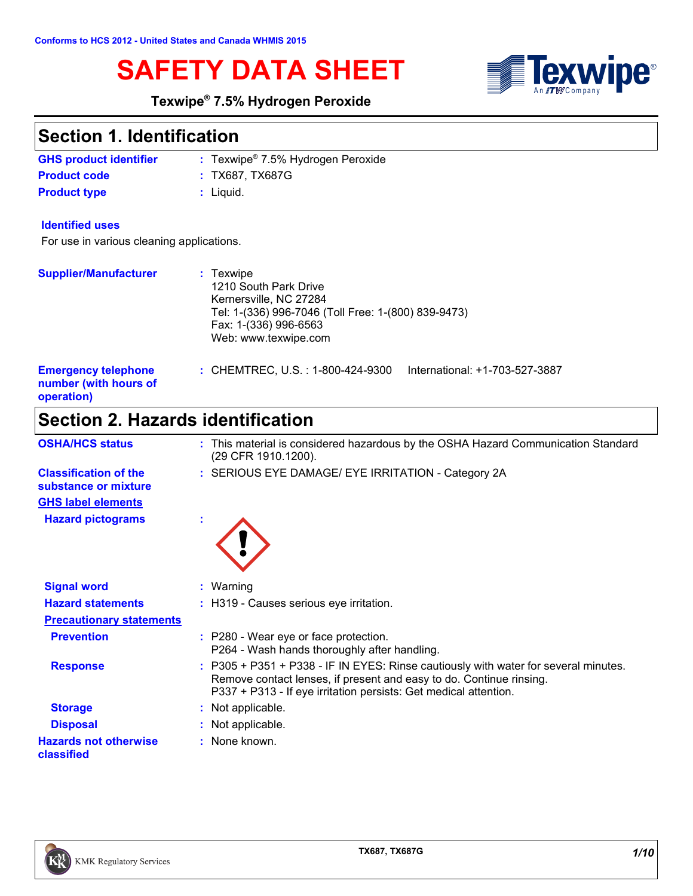Conforms to HCS 2012 - United States and Canada WHMIS 2015

# SAFETY DATA SHEET

**Texwipe® 7.5% Hydrogen Peroxide**

## Section 1. Identification

**GHS product identifier** : Texwipe® 7.5% Hydrogen Peroxide

**Product code** : TX687, TX687G

**Product type** : Liquid.

**Identified uses**

For use in various cleaning applications.

**Supplier/Manufacturer** : Texwipe
1210 South Park Drive
Kernersville, NC 27284
Tel: 1-(336) 996-7046 (Toll Free: 1-(800) 839-9473)
Fax: 1-(336) 996-6563
Web: www.texwipe.com

**Emergency telephone number (with hours of operation)** : CHEMTREC, U.S. : 1-800-424-9300 International: +1-703-527-3887

## Section 2. Hazards identification

**OSHA/HCS status** : This material is considered hazardous by the OSHA Hazard Communication Standard (29 CFR 1910.1200).

**Classification of the substance or mixture** : SERIOUS EYE DAMAGE/ EYE IRRITATION - Category 2A

**GHS label elements**

**Hazard pictograms** :

**Signal word** : Warning

**Hazard statements** : H319 - Causes serious eye irritation.

**Precautionary statements**

**Prevention** : P280 - Wear eye or face protection.
P264 - Wash hands thoroughly after handling.

**Response** : P305 + P351 + P338 - IF IN EYES: Rinse cautiously with water for several minutes. Remove contact lenses, if present and easy to do. Continue rinsing.
P337 + P313 - If eye irritation persists: Get medical attention.

**Storage** : Not applicable.

**Disposal** : Not applicable.

**Hazards not otherwise classified** : None known.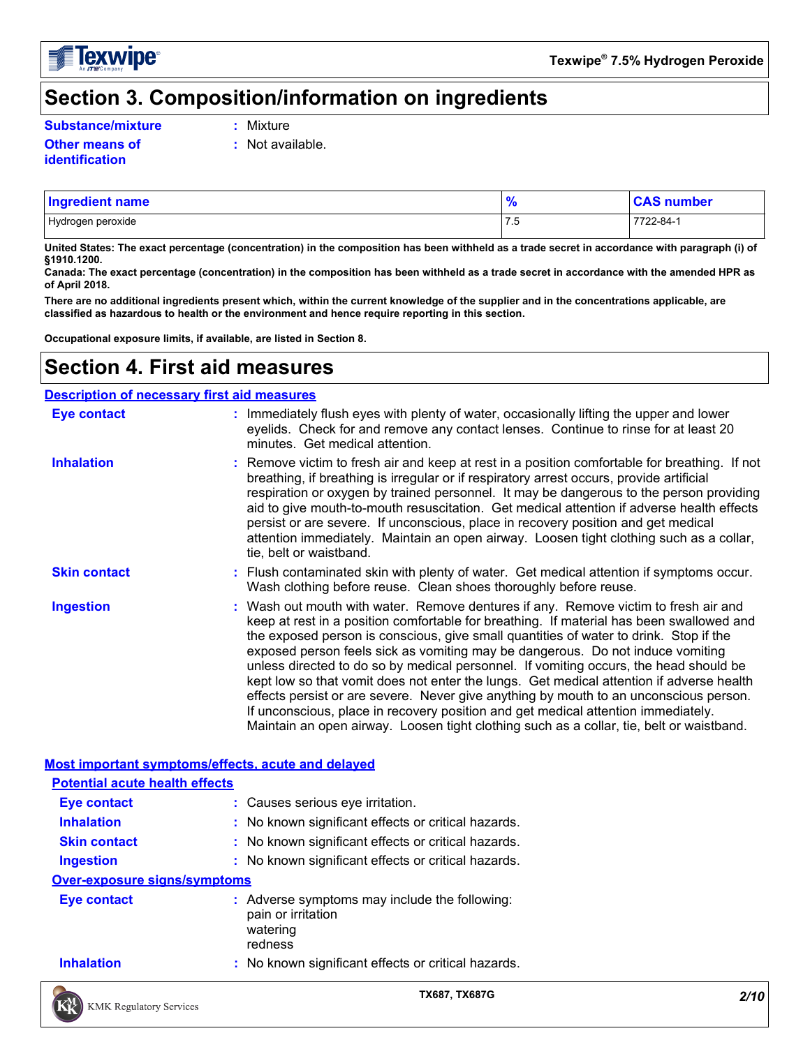# Section 3. Composition/information on ingredients

**Substance/mixture** : Mixture

**Other means of identification** : Not available.

| Ingredient name | % | CAS number |
|---|---|---|
| Hydrogen peroxide | 7.5 | 7722-84-1 |

**United States: The exact percentage (concentration) in the composition has been withheld as a trade secret in accordance with paragraph (i) of §1910.1200.**

**Canada: The exact percentage (concentration) in the composition has been withheld as a trade secret in accordance with the amended HPR as of April 2018.**

**There are no additional ingredients present which, within the current knowledge of the supplier and in the concentrations applicable, are classified as hazardous to health or the environment and hence require reporting in this section.**

**Occupational exposure limits, if available, are listed in Section 8.**

# Section 4. First aid measures

## Description of necessary first aid measures

**Eye contact** : Immediately flush eyes with plenty of water, occasionally lifting the upper and lower eyelids. Check for and remove any contact lenses. Continue to rinse for at least 20 minutes. Get medical attention.

**Inhalation** : Remove victim to fresh air and keep at rest in a position comfortable for breathing. If not breathing, if breathing is irregular or if respiratory arrest occurs, provide artificial respiration or oxygen by trained personnel. It may be dangerous to the person providing aid to give mouth-to-mouth resuscitation. Get medical attention if adverse health effects persist or are severe. If unconscious, place in recovery position and get medical attention immediately. Maintain an open airway. Loosen tight clothing such as a collar, tie, belt or waistband.

**Skin contact** : Flush contaminated skin with plenty of water. Get medical attention if symptoms occur. Wash clothing before reuse. Clean shoes thoroughly before reuse.

**Ingestion** : Wash out mouth with water. Remove dentures if any. Remove victim to fresh air and keep at rest in a position comfortable for breathing. If material has been swallowed and the exposed person is conscious, give small quantities of water to drink. Stop if the exposed person feels sick as vomiting may be dangerous. Do not induce vomiting unless directed to do so by medical personnel. If vomiting occurs, the head should be kept low so that vomit does not enter the lungs. Get medical attention if adverse health effects persist or are severe. Never give anything by mouth to an unconscious person. If unconscious, place in recovery position and get medical attention immediately. Maintain an open airway. Loosen tight clothing such as a collar, tie, belt or waistband.

## Most important symptoms/effects, acute and delayed

### Potential acute health effects

**Eye contact** : Causes serious eye irritation.

**Inhalation** : No known significant effects or critical hazards.

**Skin contact** : No known significant effects or critical hazards.

**Ingestion** : No known significant effects or critical hazards.

### Over-exposure signs/symptoms

**Eye contact** : Adverse symptoms may include the following:
pain or irritation
watering
redness

**Inhalation** : No known significant effects or critical hazards.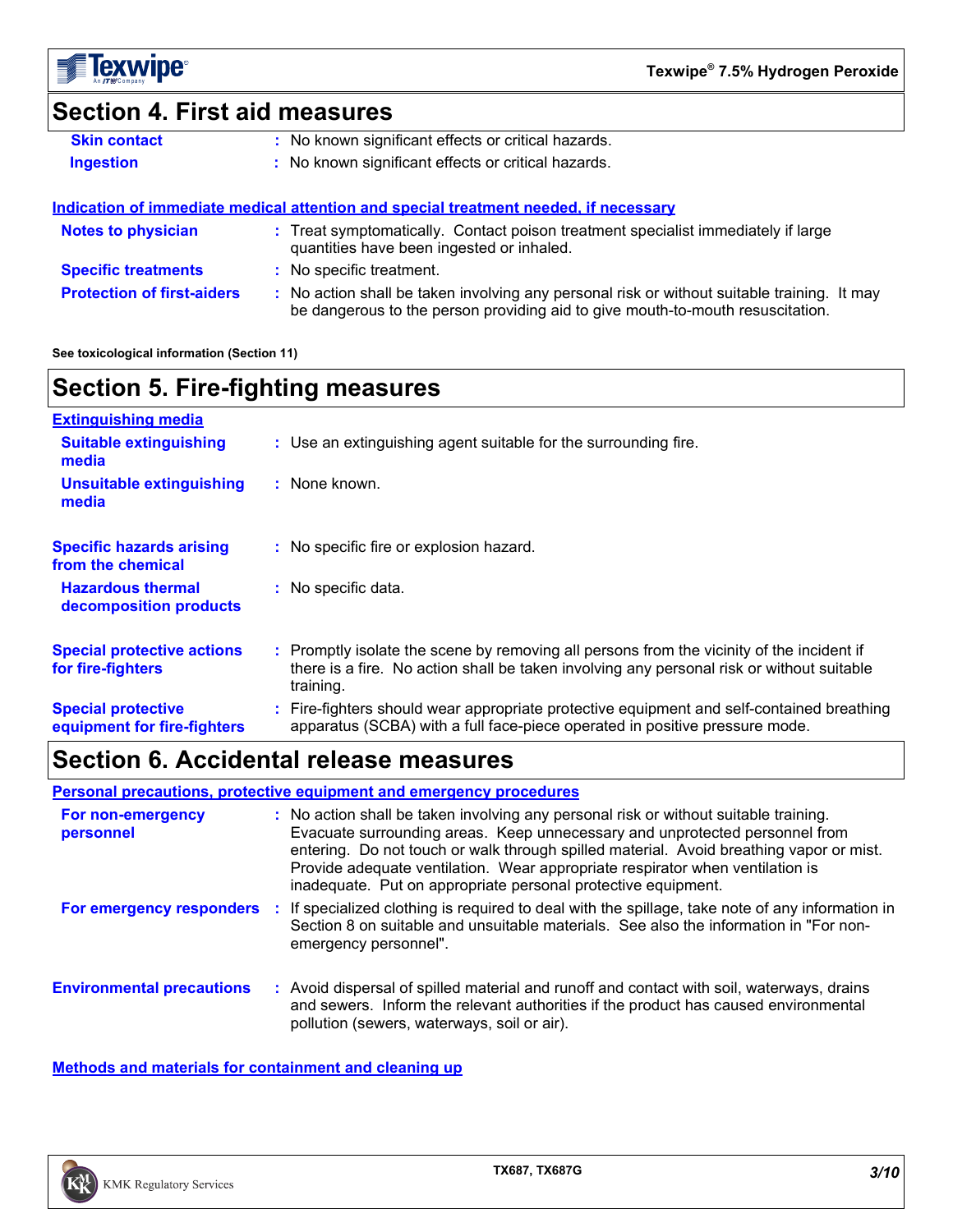## Section 4. First aid measures

**Skin contact** : No known significant effects or critical hazards.

**Ingestion** : No known significant effects or critical hazards.

**Indication of immediate medical attention and special treatment needed, if necessary**

**Notes to physician** : Treat symptomatically. Contact poison treatment specialist immediately if large quantities have been ingested or inhaled.

**Specific treatments** : No specific treatment.

**Protection of first-aiders** : No action shall be taken involving any personal risk or without suitable training. It may be dangerous to the person providing aid to give mouth-to-mouth resuscitation.

**See toxicological information (Section 11)**

## Section 5. Fire-fighting measures

**Extinguishing media**

**Suitable extinguishing media** : Use an extinguishing agent suitable for the surrounding fire.

**Unsuitable extinguishing media** : None known.

**Specific hazards arising from the chemical** : No specific fire or explosion hazard.

**Hazardous thermal decomposition products** : No specific data.

**Special protective actions for fire-fighters** : Promptly isolate the scene by removing all persons from the vicinity of the incident if there is a fire. No action shall be taken involving any personal risk or without suitable training.

**Special protective equipment for fire-fighters** : Fire-fighters should wear appropriate protective equipment and self-contained breathing apparatus (SCBA) with a full face-piece operated in positive pressure mode.

## Section 6. Accidental release measures

**Personal precautions, protective equipment and emergency procedures**

**For non-emergency personnel** : No action shall be taken involving any personal risk or without suitable training. Evacuate surrounding areas. Keep unnecessary and unprotected personnel from entering. Do not touch or walk through spilled material. Avoid breathing vapor or mist. Provide adequate ventilation. Wear appropriate respirator when ventilation is inadequate. Put on appropriate personal protective equipment.

**For emergency responders** : If specialized clothing is required to deal with the spillage, take note of any information in Section 8 on suitable and unsuitable materials. See also the information in "For non-emergency personnel".

**Environmental precautions** : Avoid dispersal of spilled material and runoff and contact with soil, waterways, drains and sewers. Inform the relevant authorities if the product has caused environmental pollution (sewers, waterways, soil or air).

**Methods and materials for containment and cleaning up**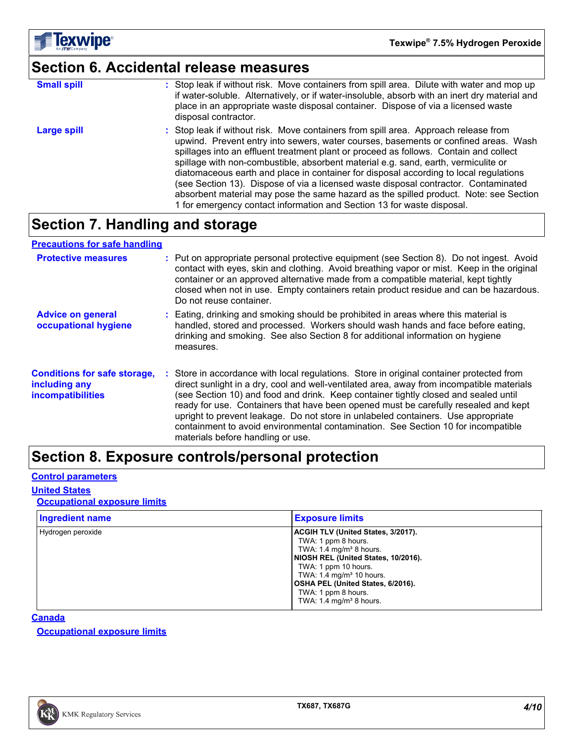## Section 6. Accidental release measures

**Small spill** : Stop leak if without risk. Move containers from spill area. Dilute with water and mop up if water-soluble. Alternatively, or if water-insoluble, absorb with an inert dry material and place in an appropriate waste disposal container. Dispose of via a licensed waste disposal contractor.

**Large spill** : Stop leak if without risk. Move containers from spill area. Approach release from upwind. Prevent entry into sewers, water courses, basements or confined areas. Wash spillages into an effluent treatment plant or proceed as follows. Contain and collect spillage with non-combustible, absorbent material e.g. sand, earth, vermiculite or diatomaceous earth and place in container for disposal according to local regulations (see Section 13). Dispose of via a licensed waste disposal contractor. Contaminated absorbent material may pose the same hazard as the spilled product. Note: see Section 1 for emergency contact information and Section 13 for waste disposal.

## Section 7. Handling and storage

### Precautions for safe handling

**Protective measures** : Put on appropriate personal protective equipment (see Section 8). Do not ingest. Avoid contact with eyes, skin and clothing. Avoid breathing vapor or mist. Keep in the original container or an approved alternative made from a compatible material, kept tightly closed when not in use. Empty containers retain product residue and can be hazardous. Do not reuse container.

**Advice on general occupational hygiene** : Eating, drinking and smoking should be prohibited in areas where this material is handled, stored and processed. Workers should wash hands and face before eating, drinking and smoking. See also Section 8 for additional information on hygiene measures.

**Conditions for safe storage, including any incompatibilities** : Store in accordance with local regulations. Store in original container protected from direct sunlight in a dry, cool and well-ventilated area, away from incompatible materials (see Section 10) and food and drink. Keep container tightly closed and sealed until ready for use. Containers that have been opened must be carefully resealed and kept upright to prevent leakage. Do not store in unlabeled containers. Use appropriate containment to avoid environmental contamination. See Section 10 for incompatible materials before handling or use.

## Section 8. Exposure controls/personal protection

### Control parameters

#### United States

##### Occupational exposure limits

| Ingredient name | Exposure limits |
|---|---|
| Hydrogen peroxide | **ACGIH TLV (United States, 3/2017).**<br>TWA: 1 ppm 8 hours.<br>TWA: 1.4 mg/m³ 8 hours.<br>**NIOSH REL (United States, 10/2016).**<br>TWA: 1 ppm 10 hours.<br>TWA: 1.4 mg/m³ 10 hours.<br>**OSHA PEL (United States, 6/2016).**<br>TWA: 1 ppm 8 hours.<br>TWA: 1.4 mg/m³ 8 hours. |

#### Canada

##### Occupational exposure limits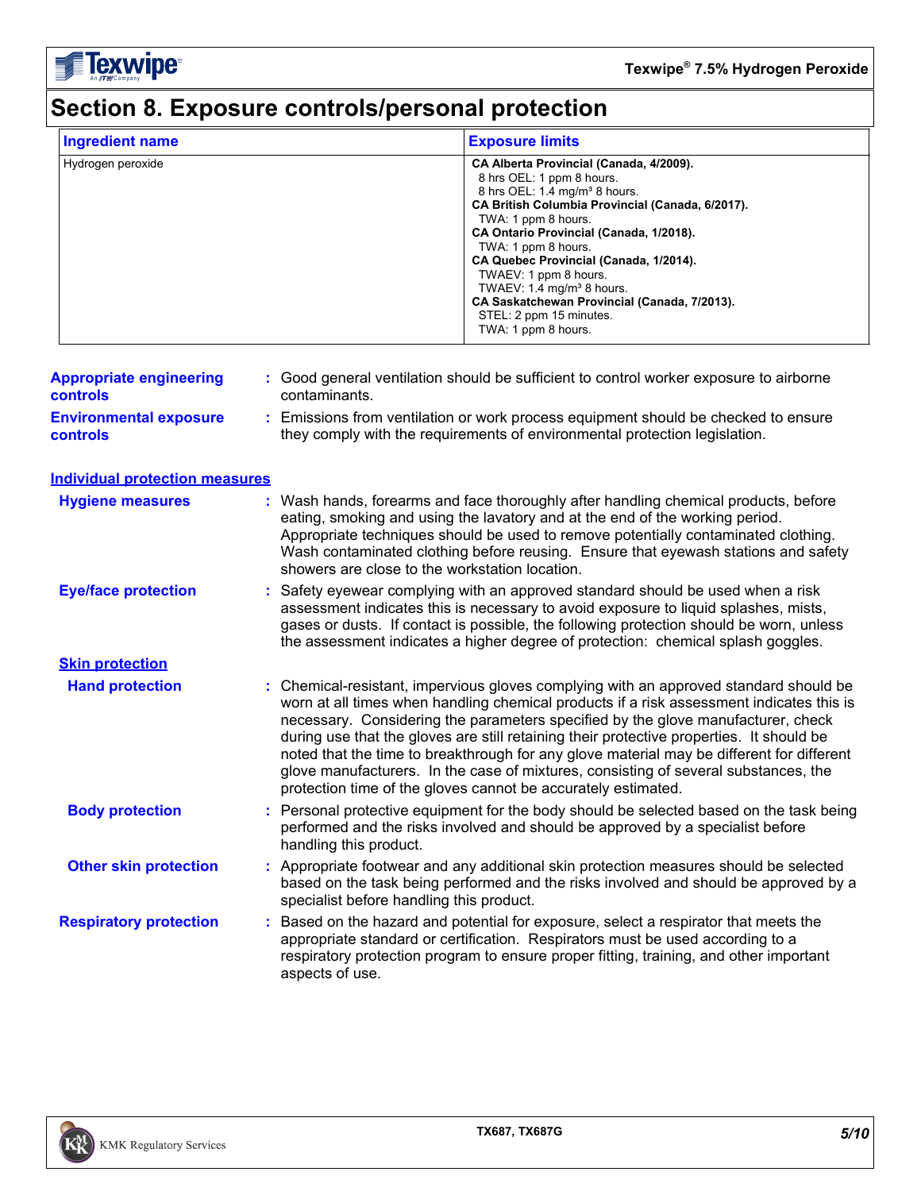# Section 8. Exposure controls/personal protection

| Ingredient name | Exposure limits |
|---|---|
| Hydrogen peroxide | **CA Alberta Provincial (Canada, 4/2009).**<br>8 hrs OEL: 1 ppm 8 hours.<br>8 hrs OEL: 1.4 mg/m³ 8 hours.<br>**CA British Columbia Provincial (Canada, 6/2017).**<br>TWA: 1 ppm 8 hours.<br>**CA Ontario Provincial (Canada, 1/2018).**<br>TWA: 1 ppm 8 hours.<br>**CA Quebec Provincial (Canada, 1/2014).**<br>TWAEV: 1 ppm 8 hours.<br>TWAEV: 1.4 mg/m³ 8 hours.<br>**CA Saskatchewan Provincial (Canada, 7/2013).**<br>STEL: 2 ppm 15 minutes.<br>TWA: 1 ppm 8 hours. |

**Appropriate engineering controls** : Good general ventilation should be sufficient to control worker exposure to airborne contaminants.

**Environmental exposure controls** : Emissions from ventilation or work process equipment should be checked to ensure they comply with the requirements of environmental protection legislation.

## Individual protection measures

**Hygiene measures** : Wash hands, forearms and face thoroughly after handling chemical products, before eating, smoking and using the lavatory and at the end of the working period. Appropriate techniques should be used to remove potentially contaminated clothing. Wash contaminated clothing before reusing. Ensure that eyewash stations and safety showers are close to the workstation location.

**Eye/face protection** : Safety eyewear complying with an approved standard should be used when a risk assessment indicates this is necessary to avoid exposure to liquid splashes, mists, gases or dusts. If contact is possible, the following protection should be worn, unless the assessment indicates a higher degree of protection: chemical splash goggles.

### Skin protection

**Hand protection** : Chemical-resistant, impervious gloves complying with an approved standard should be worn at all times when handling chemical products if a risk assessment indicates this is necessary. Considering the parameters specified by the glove manufacturer, check during use that the gloves are still retaining their protective properties. It should be noted that the time to breakthrough for any glove material may be different for different glove manufacturers. In the case of mixtures, consisting of several substances, the protection time of the gloves cannot be accurately estimated.

**Body protection** : Personal protective equipment for the body should be selected based on the task being performed and the risks involved and should be approved by a specialist before handling this product.

**Other skin protection** : Appropriate footwear and any additional skin protection measures should be selected based on the task being performed and the risks involved and should be approved by a specialist before handling this product.

**Respiratory protection** : Based on the hazard and potential for exposure, select a respirator that meets the appropriate standard or certification. Respirators must be used according to a respiratory protection program to ensure proper fitting, training, and other important aspects of use.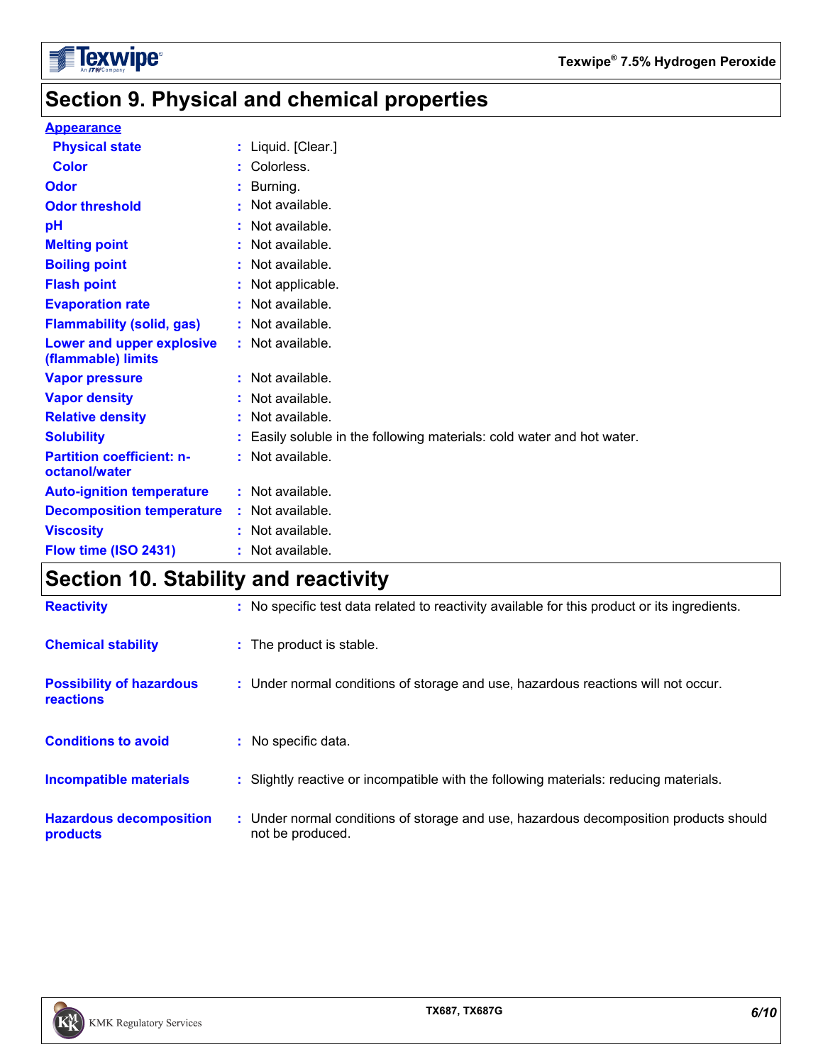## Section 9. Physical and chemical properties

| | |
|---|---|
| **Appearance** | |
| **Physical state** | Liquid. [Clear.] |
| **Color** | Colorless. |
| **Odor** | Burning. |
| **Odor threshold** | Not available. |
| **pH** | Not available. |
| **Melting point** | Not available. |
| **Boiling point** | Not available. |
| **Flash point** | Not applicable. |
| **Evaporation rate** | Not available. |
| **Flammability (solid, gas)** | Not available. |
| **Lower and upper explosive (flammable) limits** | Not available. |
| **Vapor pressure** | Not available. |
| **Vapor density** | Not available. |
| **Relative density** | Not available. |
| **Solubility** | Easily soluble in the following materials: cold water and hot water. |
| **Partition coefficient: n-octanol/water** | Not available. |
| **Auto-ignition temperature** | Not available. |
| **Decomposition temperature** | Not available. |
| **Viscosity** | Not available. |
| **Flow time (ISO 2431)** | Not available. |

## Section 10. Stability and reactivity

| | |
|---|---|
| **Reactivity** | No specific test data related to reactivity available for this product or its ingredients. |
| **Chemical stability** | The product is stable. |
| **Possibility of hazardous reactions** | Under normal conditions of storage and use, hazardous reactions will not occur. |
| **Conditions to avoid** | No specific data. |
| **Incompatible materials** | Slightly reactive or incompatible with the following materials: reducing materials. |
| **Hazardous decomposition products** | Under normal conditions of storage and use, hazardous decomposition products should not be produced. |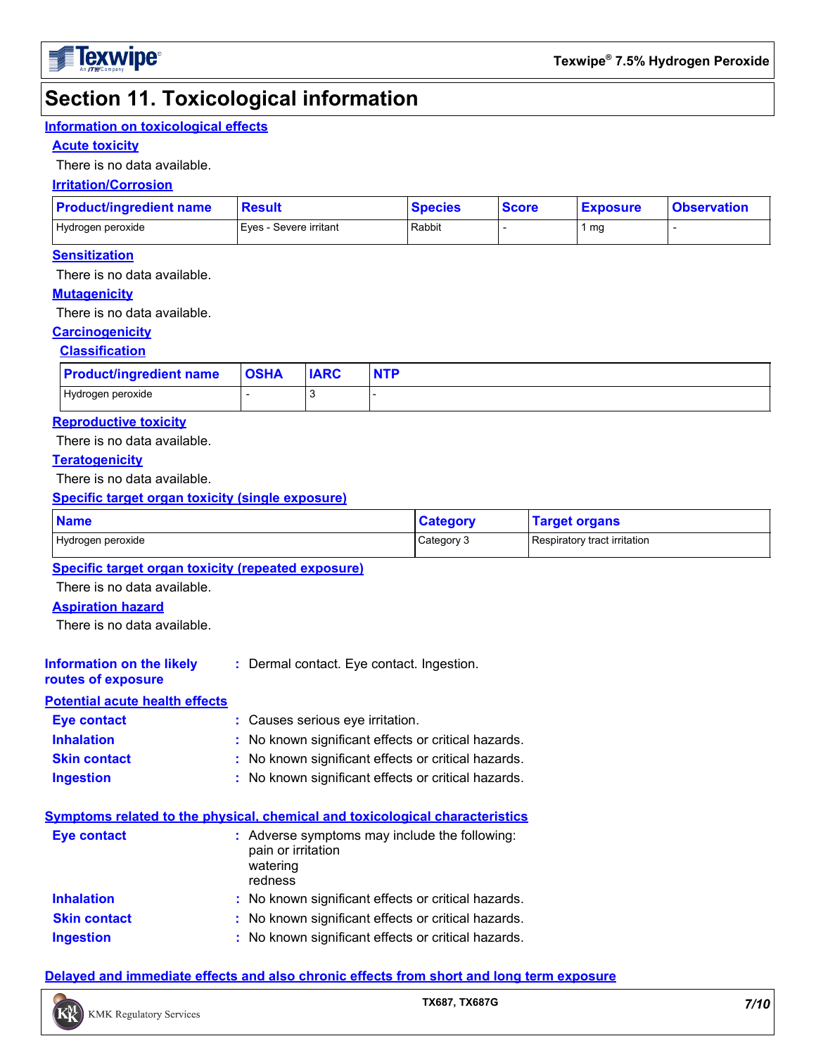# Section 11. Toxicological information

## Information on toxicological effects

### Acute toxicity

There is no data available.

### Irritation/Corrosion

| Product/ingredient name | Result | Species | Score | Exposure | Observation |
|---|---|---|---|---|---|
| Hydrogen peroxide | Eyes - Severe irritant | Rabbit | - | 1 mg | - |

### Sensitization

There is no data available.

### Mutagenicity

There is no data available.

### Carcinogenicity

#### Classification

| Product/ingredient name | OSHA | IARC | NTP |
|---|---|---|---|
| Hydrogen peroxide | - | 3 | - |

### Reproductive toxicity

There is no data available.

### Teratogenicity

There is no data available.

### Specific target organ toxicity (single exposure)

| Name | Category | Target organs |
|---|---|---|
| Hydrogen peroxide | Category 3 | Respiratory tract irritation |

### Specific target organ toxicity (repeated exposure)

There is no data available.

### Aspiration hazard

There is no data available.

**Information on the likely routes of exposure** : Dermal contact. Eye contact. Ingestion.

## Potential acute health effects

**Eye contact** : Causes serious eye irritation.

**Inhalation** : No known significant effects or critical hazards.

**Skin contact** : No known significant effects or critical hazards.

**Ingestion** : No known significant effects or critical hazards.

## Symptoms related to the physical, chemical and toxicological characteristics

**Eye contact** : Adverse symptoms may include the following:
pain or irritation
watering
redness

**Inhalation** : No known significant effects or critical hazards.

**Skin contact** : No known significant effects or critical hazards.

**Ingestion** : No known significant effects or critical hazards.

## Delayed and immediate effects and also chronic effects from short and long term exposure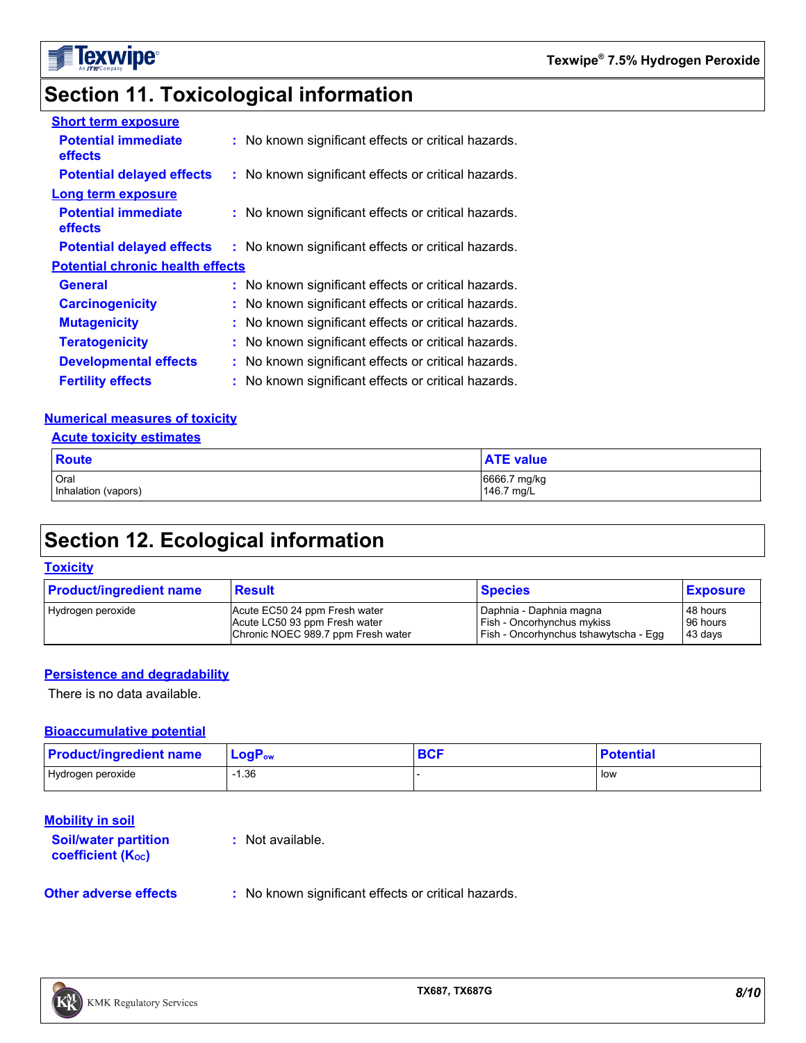## Section 11. Toxicological information

**Short term exposure**

**Potential immediate effects** : No known significant effects or critical hazards.

**Potential delayed effects** : No known significant effects or critical hazards.

**Long term exposure**

**Potential immediate effects** : No known significant effects or critical hazards.

**Potential delayed effects** : No known significant effects or critical hazards.

**Potential chronic health effects**

**General** : No known significant effects or critical hazards.

**Carcinogenicity** : No known significant effects or critical hazards.

**Mutagenicity** : No known significant effects or critical hazards.

**Teratogenicity** : No known significant effects or critical hazards.

**Developmental effects** : No known significant effects or critical hazards.

**Fertility effects** : No known significant effects or critical hazards.

**Numerical measures of toxicity**

**Acute toxicity estimates**

| Route | ATE value |
|---|---|
| Oral | 6666.7 mg/kg |
| Inhalation (vapors) | 146.7 mg/L |

## Section 12. Ecological information

**Toxicity**

| Product/ingredient name | Result | Species | Exposure |
|---|---|---|---|
| Hydrogen peroxide | Acute EC50 24 ppm Fresh water | Daphnia - Daphnia magna | 48 hours |
| | Acute LC50 93 ppm Fresh water | Fish - Oncorhynchus mykiss | 96 hours |
| | Chronic NOEC 989.7 ppm Fresh water | Fish - Oncorhynchus tshawytscha - Egg | 43 days |

**Persistence and degradability**

There is no data available.

**Bioaccumulative potential**

| Product/ingredient name | $LogP_{ow}$ | BCF | Potential |
|---|---|---|---|
| Hydrogen peroxide | -1.36 | - | low |

**Mobility in soil**

**Soil/water partition coefficient ($K_{OC}$)** : Not available.

**Other adverse effects** : No known significant effects or critical hazards.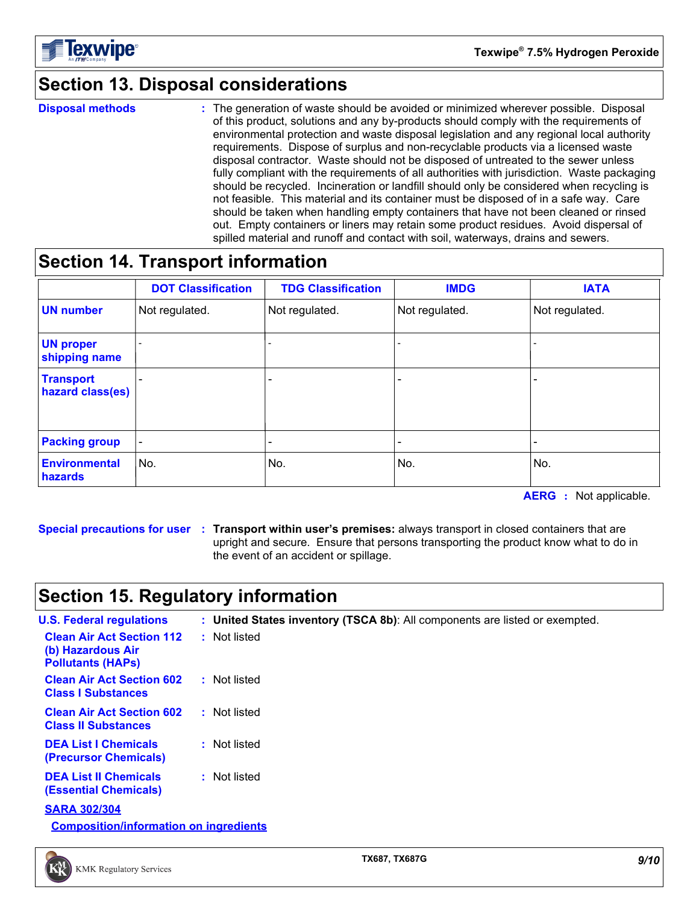## Section 13. Disposal considerations

**Disposal methods** : The generation of waste should be avoided or minimized wherever possible. Disposal of this product, solutions and any by-products should comply with the requirements of environmental protection and waste disposal legislation and any regional local authority requirements. Dispose of surplus and non-recyclable products via a licensed waste disposal contractor. Waste should not be disposed of untreated to the sewer unless fully compliant with the requirements of all authorities with jurisdiction. Waste packaging should be recycled. Incineration or landfill should only be considered when recycling is not feasible. This material and its container must be disposed of in a safe way. Care should be taken when handling empty containers that have not been cleaned or rinsed out. Empty containers or liners may retain some product residues. Avoid dispersal of spilled material and runoff and contact with soil, waterways, drains and sewers.

## Section 14. Transport information

| | DOT Classification | TDG Classification | IMDG | IATA |
|---|---|---|---|---|
| **UN number** | Not regulated. | Not regulated. | Not regulated. | Not regulated. |
| **UN proper shipping name** | - | - | - | - |
| **Transport hazard class(es)** | - | - | - | - |
| **Packing group** | - | - | - | - |
| **Environmental hazards** | No. | No. | No. | No. |

**AERG** : Not applicable.

**Special precautions for user** : **Transport within user's premises:** always transport in closed containers that are upright and secure. Ensure that persons transporting the product know what to do in the event of an accident or spillage.

## Section 15. Regulatory information

**U.S. Federal regulations** : **United States inventory (TSCA 8b)**: All components are listed or exempted.

**Clean Air Act Section 112 (b) Hazardous Air Pollutants (HAPs)** : Not listed

**Clean Air Act Section 602 Class I Substances** : Not listed

**Clean Air Act Section 602 Class II Substances** : Not listed

**DEA List I Chemicals (Precursor Chemicals)** : Not listed

**DEA List II Chemicals (Essential Chemicals)** : Not listed

**SARA 302/304**

**Composition/information on ingredients**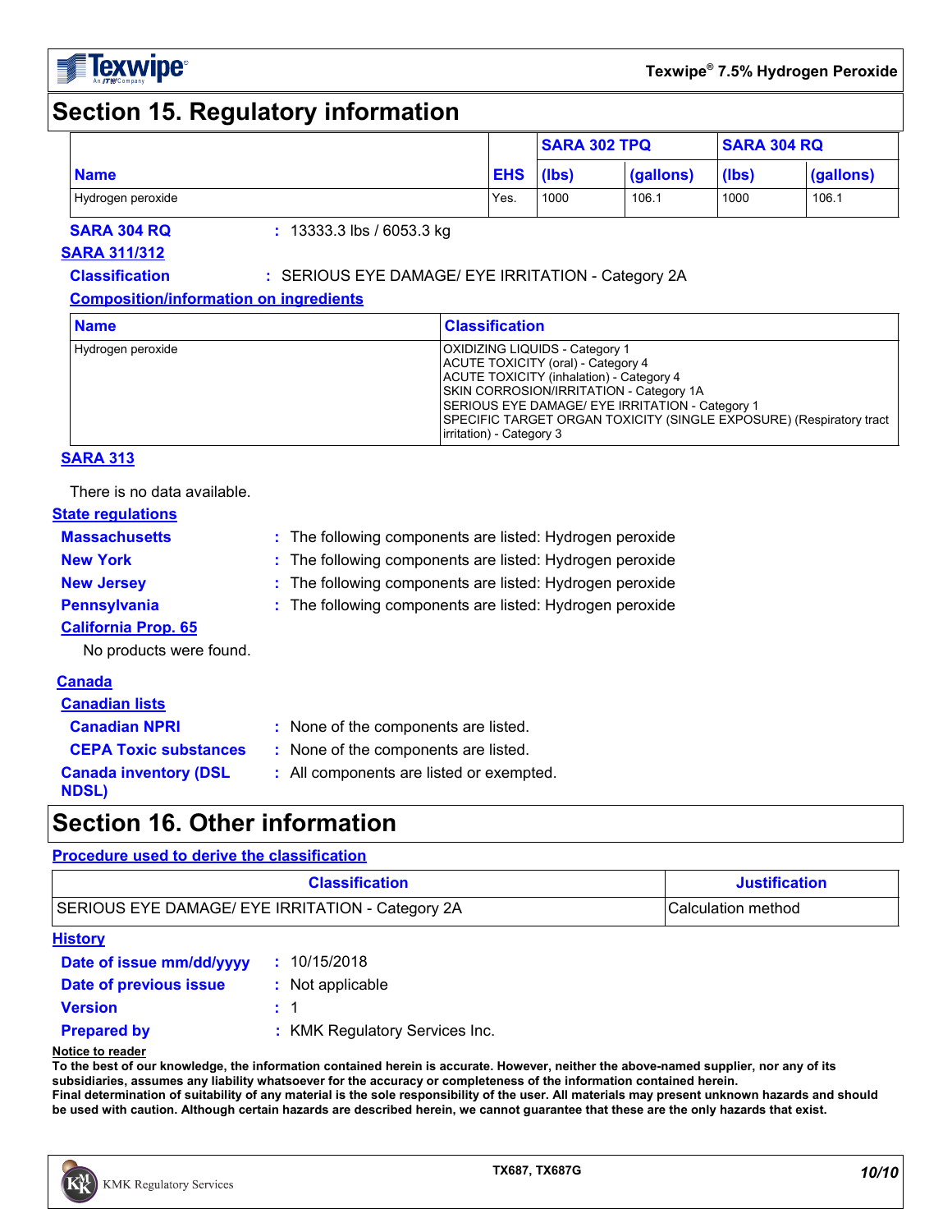## Section 15. Regulatory information

| | | SARA 302 TPQ | | SARA 304 RQ | |
|---|---|---|---|---|---|
| **Name** | **EHS** | **(lbs)** | **(gallons)** | **(lbs)** | **(gallons)** |
| Hydrogen peroxide | Yes. | 1000 | 106.1 | 1000 | 106.1 |

**SARA 304 RQ** : 13333.3 lbs / 6053.3 kg

**SARA 311/312**

**Classification** : SERIOUS EYE DAMAGE/ EYE IRRITATION - Category 2A

**Composition/information on ingredients**

| Name | Classification |
|---|---|
| Hydrogen peroxide | OXIDIZING LIQUIDS - Category 1<br>ACUTE TOXICITY (oral) - Category 4<br>ACUTE TOXICITY (inhalation) - Category 4<br>SKIN CORROSION/IRRITATION - Category 1A<br>SERIOUS EYE DAMAGE/ EYE IRRITATION - Category 1<br>SPECIFIC TARGET ORGAN TOXICITY (SINGLE EXPOSURE) (Respiratory tract irritation) - Category 3 |

**SARA 313**

There is no data available.

**State regulations**

**Massachusetts** : The following components are listed: Hydrogen peroxide

**New York** : The following components are listed: Hydrogen peroxide

**New Jersey** : The following components are listed: Hydrogen peroxide

**Pennsylvania** : The following components are listed: Hydrogen peroxide

**California Prop. 65**

No products were found.

**Canada**

**Canadian lists**

**Canadian NPRI** : None of the components are listed.

**CEPA Toxic substances** : None of the components are listed.

**Canada inventory (DSL NDSL)** : All components are listed or exempted.

## Section 16. Other information

**Procedure used to derive the classification**

| Classification | Justification |
|---|---|
| SERIOUS EYE DAMAGE/ EYE IRRITATION - Category 2A | Calculation method |

**History**

**Date of issue mm/dd/yyyy** : 10/15/2018

**Date of previous issue** : Not applicable

**Version** : 1

**Prepared by** : KMK Regulatory Services Inc.

**Notice to reader**

**To the best of our knowledge, the information contained herein is accurate. However, neither the above-named supplier, nor any of its subsidiaries, assumes any liability whatsoever for the accuracy or completeness of the information contained herein.**
**Final determination of suitability of any material is the sole responsibility of the user. All materials may present unknown hazards and should be used with caution. Although certain hazards are described herein, we cannot guarantee that these are the only hazards that exist.**